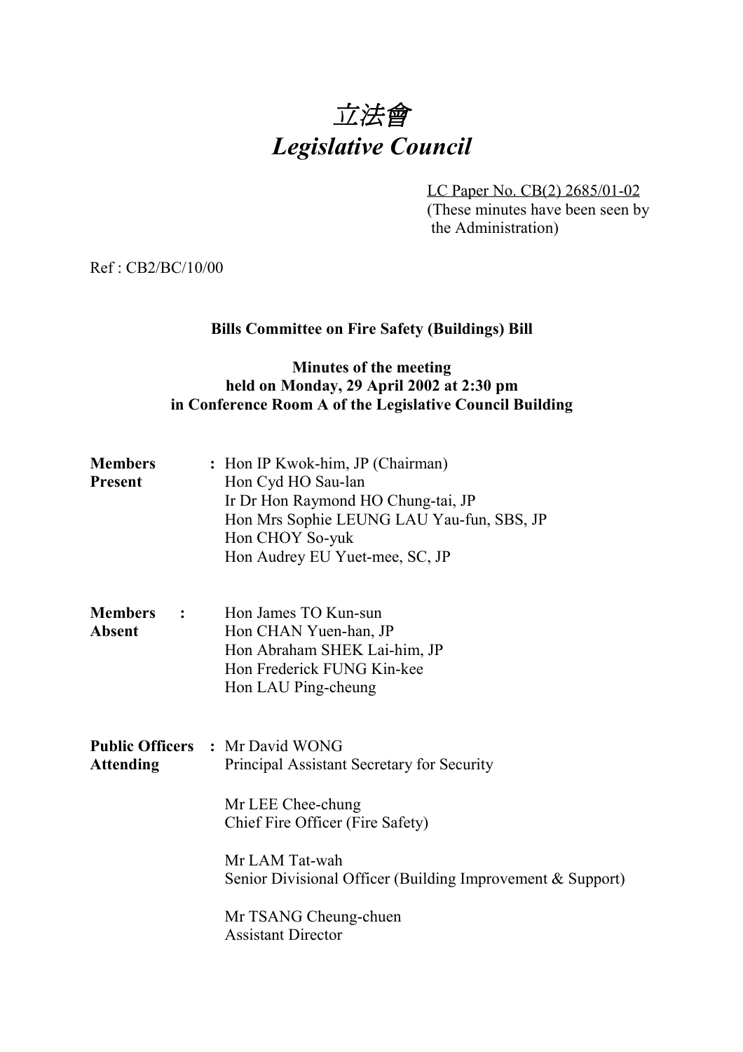# *立法會*
# *Legislative Council*

LC Paper No. CB(2) 2685/01-02
(These minutes have been seen by the Administration)

Ref : CB2/BC/10/00

**Bills Committee on Fire Safety (Buildings) Bill**

**Minutes of the meeting held on Monday, 29 April 2002 at 2:30 pm in Conference Room A of the Legislative Council Building**

| | |
|---|---|
| **Members Present** : | Hon IP Kwok-him, JP (Chairman)<br>Hon Cyd HO Sau-lan<br>Ir Dr Hon Raymond HO Chung-tai, JP<br>Hon Mrs Sophie LEUNG LAU Yau-fun, SBS, JP<br>Hon CHOY So-yuk<br>Hon Audrey EU Yuet-mee, SC, JP |
| **Members Absent** : | Hon James TO Kun-sun<br>Hon CHAN Yuen-han, JP<br>Hon Abraham SHEK Lai-him, JP<br>Hon Frederick FUNG Kin-kee<br>Hon LAU Ping-cheung |
| **Public Officers Attending** : | Mr David WONG<br>Principal Assistant Secretary for Security<br><br>Mr LEE Chee-chung<br>Chief Fire Officer (Fire Safety)<br><br>Mr LAM Tat-wah<br>Senior Divisional Officer (Building Improvement & Support)<br><br>Mr TSANG Cheung-chuen<br>Assistant Director |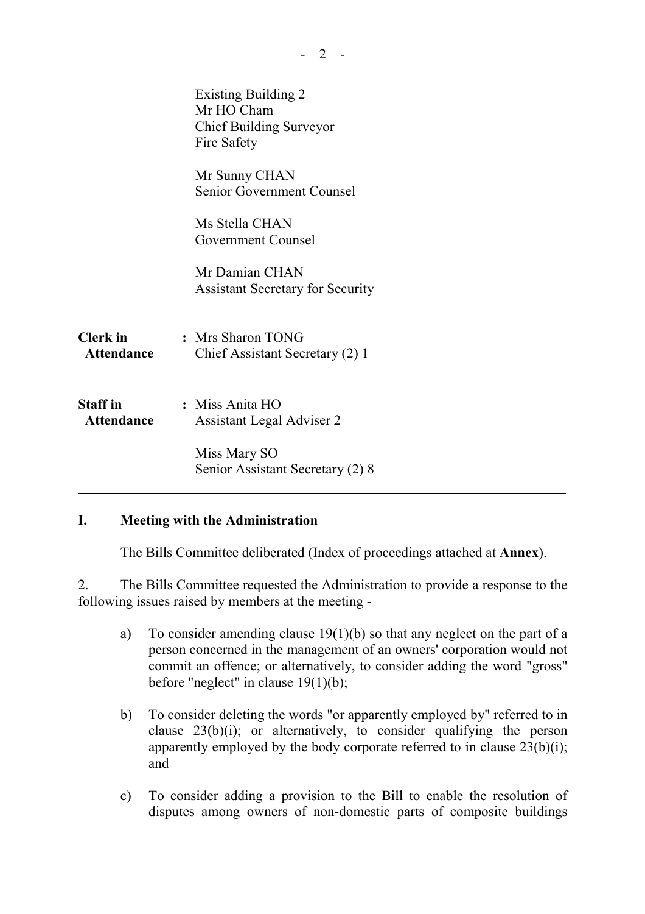Existing Building 2
Mr HO Cham
Chief Building Surveyor
Fire Safety

Mr Sunny CHAN
Senior Government Counsel

Ms Stella CHAN
Government Counsel

Mr Damian CHAN
Assistant Secretary for Security

**Clerk in Attendance** : Mrs Sharon TONG
Chief Assistant Secretary (2) 1

**Staff in Attendance** : Miss Anita HO
Assistant Legal Adviser 2

Miss Mary SO
Senior Assistant Secretary (2) 8

---

## I. Meeting with the Administration

The Bills Committee deliberated (Index of proceedings attached at **Annex**).

2. The Bills Committee requested the Administration to provide a response to the following issues raised by members at the meeting -

a) To consider amending clause 19(1)(b) so that any neglect on the part of a person concerned in the management of an owners' corporation would not commit an offence; or alternatively, to consider adding the word "gross" before "neglect" in clause 19(1)(b);

b) To consider deleting the words "or apparently employed by" referred to in clause 23(b)(i); or alternatively, to consider qualifying the person apparently employed by the body corporate referred to in clause 23(b)(i); and

c) To consider adding a provision to the Bill to enable the resolution of disputes among owners of non-domestic parts of composite buildings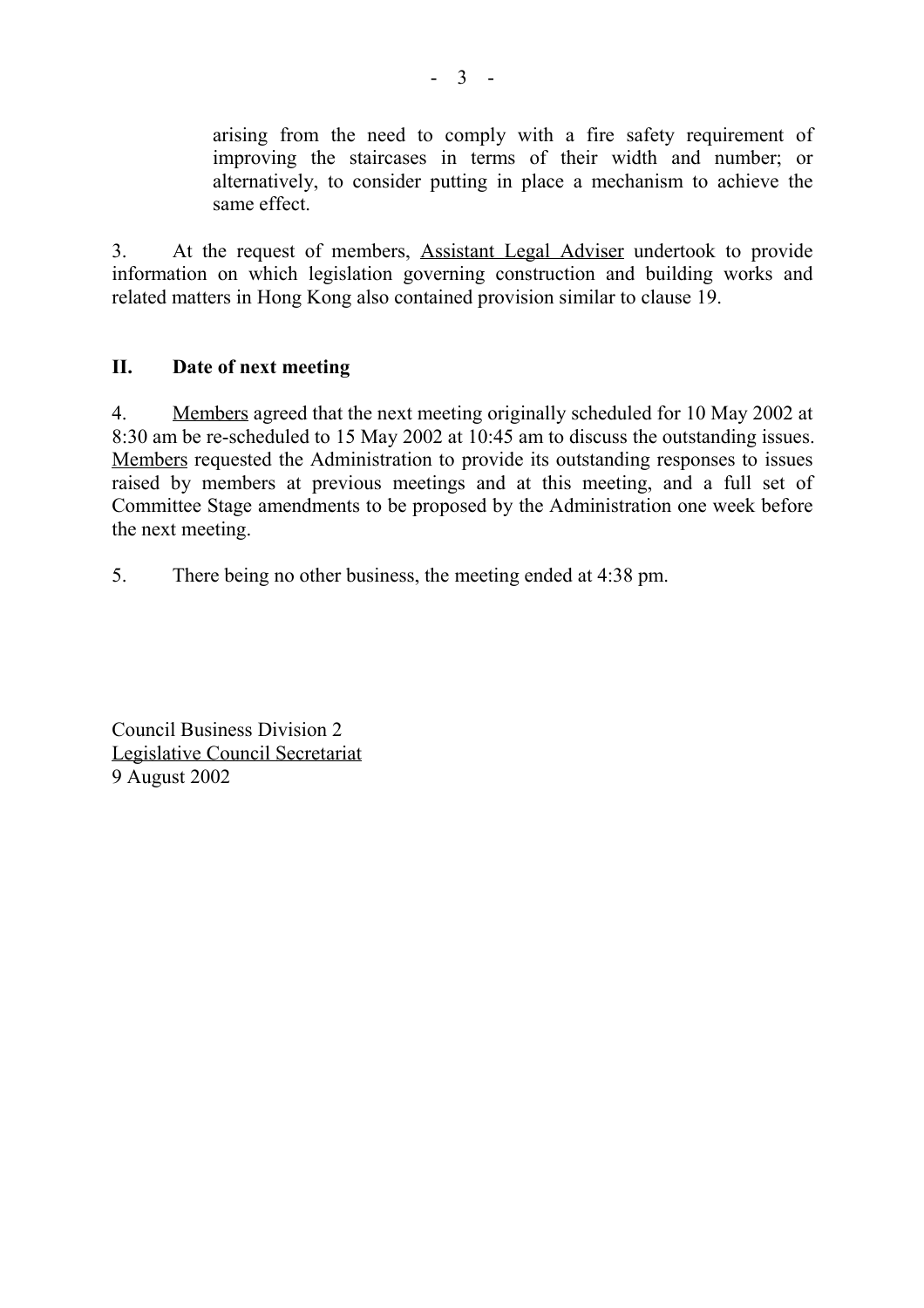arising from the need to comply with a fire safety requirement of improving the staircases in terms of their width and number; or alternatively, to consider putting in place a mechanism to achieve the same effect.

3. At the request of members, Assistant Legal Adviser undertook to provide information on which legislation governing construction and building works and related matters in Hong Kong also contained provision similar to clause 19.

## II. Date of next meeting

4. Members agreed that the next meeting originally scheduled for 10 May 2002 at 8:30 am be re-scheduled to 15 May 2002 at 10:45 am to discuss the outstanding issues. Members requested the Administration to provide its outstanding responses to issues raised by members at previous meetings and at this meeting, and a full set of Committee Stage amendments to be proposed by the Administration one week before the next meeting.

5. There being no other business, the meeting ended at 4:38 pm.

Council Business Division 2
Legislative Council Secretariat
9 August 2002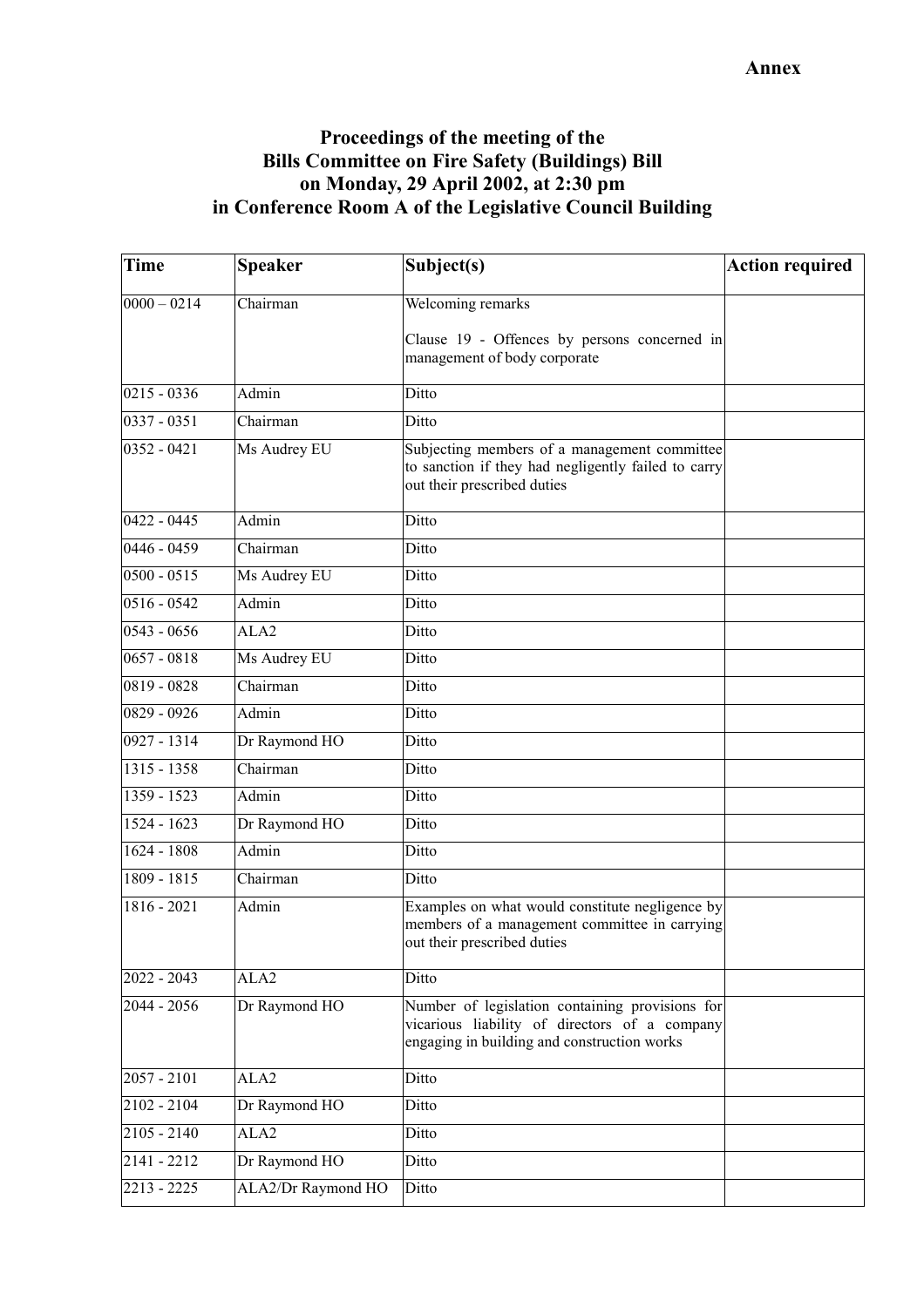**Annex**

# Proceedings of the meeting of the Bills Committee on Fire Safety (Buildings) Bill on Monday, 29 April 2002, at 2:30 pm in Conference Room A of the Legislative Council Building

| Time | Speaker | Subject(s) | Action required |
|---|---|---|---|
| 0000 – 0214 | Chairman | Welcoming remarks<br><br>Clause 19 - Offences by persons concerned in management of body corporate | |
| 0215 - 0336 | Admin | Ditto | |
| 0337 - 0351 | Chairman | Ditto | |
| 0352 - 0421 | Ms Audrey EU | Subjecting members of a management committee to sanction if they had negligently failed to carry out their prescribed duties | |
| 0422 - 0445 | Admin | Ditto | |
| 0446 - 0459 | Chairman | Ditto | |
| 0500 - 0515 | Ms Audrey EU | Ditto | |
| 0516 - 0542 | Admin | Ditto | |
| 0543 - 0656 | ALA2 | Ditto | |
| 0657 - 0818 | Ms Audrey EU | Ditto | |
| 0819 - 0828 | Chairman | Ditto | |
| 0829 - 0926 | Admin | Ditto | |
| 0927 - 1314 | Dr Raymond HO | Ditto | |
| 1315 - 1358 | Chairman | Ditto | |
| 1359 - 1523 | Admin | Ditto | |
| 1524 - 1623 | Dr Raymond HO | Ditto | |
| 1624 - 1808 | Admin | Ditto | |
| 1809 - 1815 | Chairman | Ditto | |
| 1816 - 2021 | Admin | Examples on what would constitute negligence by members of a management committee in carrying out their prescribed duties | |
| 2022 - 2043 | ALA2 | Ditto | |
| 2044 - 2056 | Dr Raymond HO | Number of legislation containing provisions for vicarious liability of directors of a company engaging in building and construction works | |
| 2057 - 2101 | ALA2 | Ditto | |
| 2102 - 2104 | Dr Raymond HO | Ditto | |
| 2105 - 2140 | ALA2 | Ditto | |
| 2141 - 2212 | Dr Raymond HO | Ditto | |
| 2213 - 2225 | ALA2/Dr Raymond HO | Ditto | |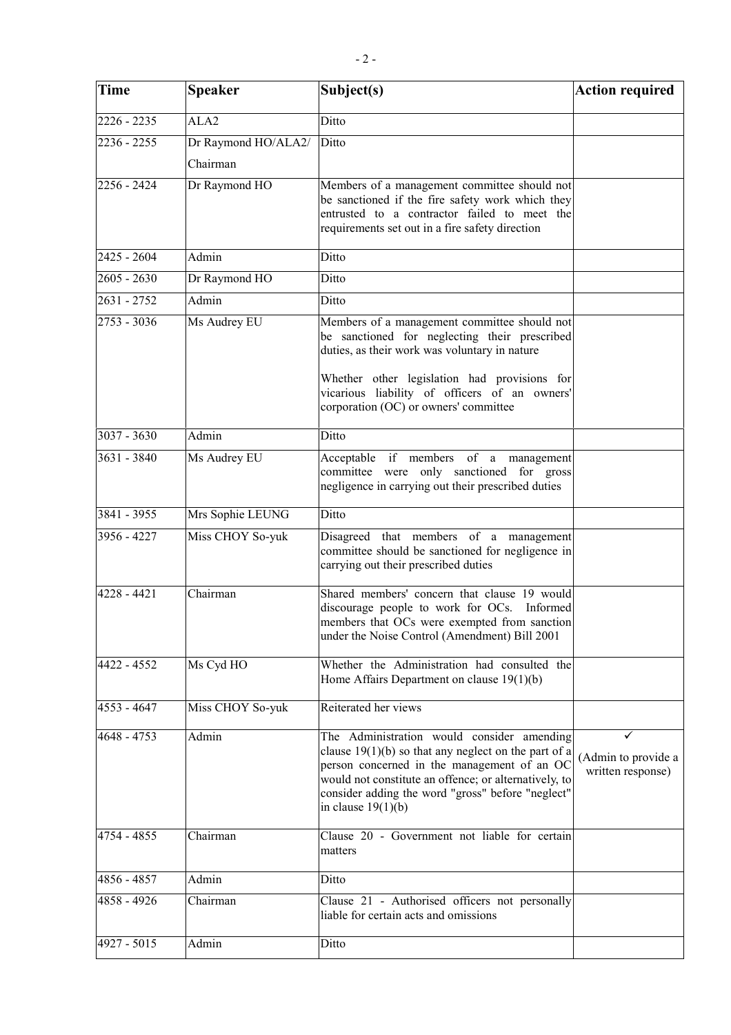| Time | Speaker | Subject(s) | Action required |
|---|---|---|---|
| 2226 - 2235 | ALA2 | Ditto | |
| 2236 - 2255 | Dr Raymond HO/ALA2/ Chairman | Ditto | |
| 2256 - 2424 | Dr Raymond HO | Members of a management committee should not be sanctioned if the fire safety work which they entrusted to a contractor failed to meet the requirements set out in a fire safety direction | |
| 2425 - 2604 | Admin | Ditto | |
| 2605 - 2630 | Dr Raymond HO | Ditto | |
| 2631 - 2752 | Admin | Ditto | |
| 2753 - 3036 | Ms Audrey EU | Members of a management committee should not be sanctioned for neglecting their prescribed duties, as their work was voluntary in nature<br><br>Whether other legislation had provisions for vicarious liability of officers of an owners' corporation (OC) or owners' committee | |
| 3037 - 3630 | Admin | Ditto | |
| 3631 - 3840 | Ms Audrey EU | Acceptable if members of a management committee were only sanctioned for gross negligence in carrying out their prescribed duties | |
| 3841 - 3955 | Mrs Sophie LEUNG | Ditto | |
| 3956 - 4227 | Miss CHOY So-yuk | Disagreed that members of a management committee should be sanctioned for negligence in carrying out their prescribed duties | |
| 4228 - 4421 | Chairman | Shared members' concern that clause 19 would discourage people to work for OCs. Informed members that OCs were exempted from sanction under the Noise Control (Amendment) Bill 2001 | |
| 4422 - 4552 | Ms Cyd HO | Whether the Administration had consulted the Home Affairs Department on clause 19(1)(b) | |
| 4553 - 4647 | Miss CHOY So-yuk | Reiterated her views | |
| 4648 - 4753 | Admin | The Administration would consider amending clause 19(1)(b) so that any neglect on the part of a person concerned in the management of an OC would not constitute an offence; or alternatively, to consider adding the word "gross" before "neglect" in clause 19(1)(b) | ✓<br>(Admin to provide a written response) |
| 4754 - 4855 | Chairman | Clause 20 - Government not liable for certain matters | |
| 4856 - 4857 | Admin | Ditto | |
| 4858 - 4926 | Chairman | Clause 21 - Authorised officers not personally liable for certain acts and omissions | |
| 4927 - 5015 | Admin | Ditto | |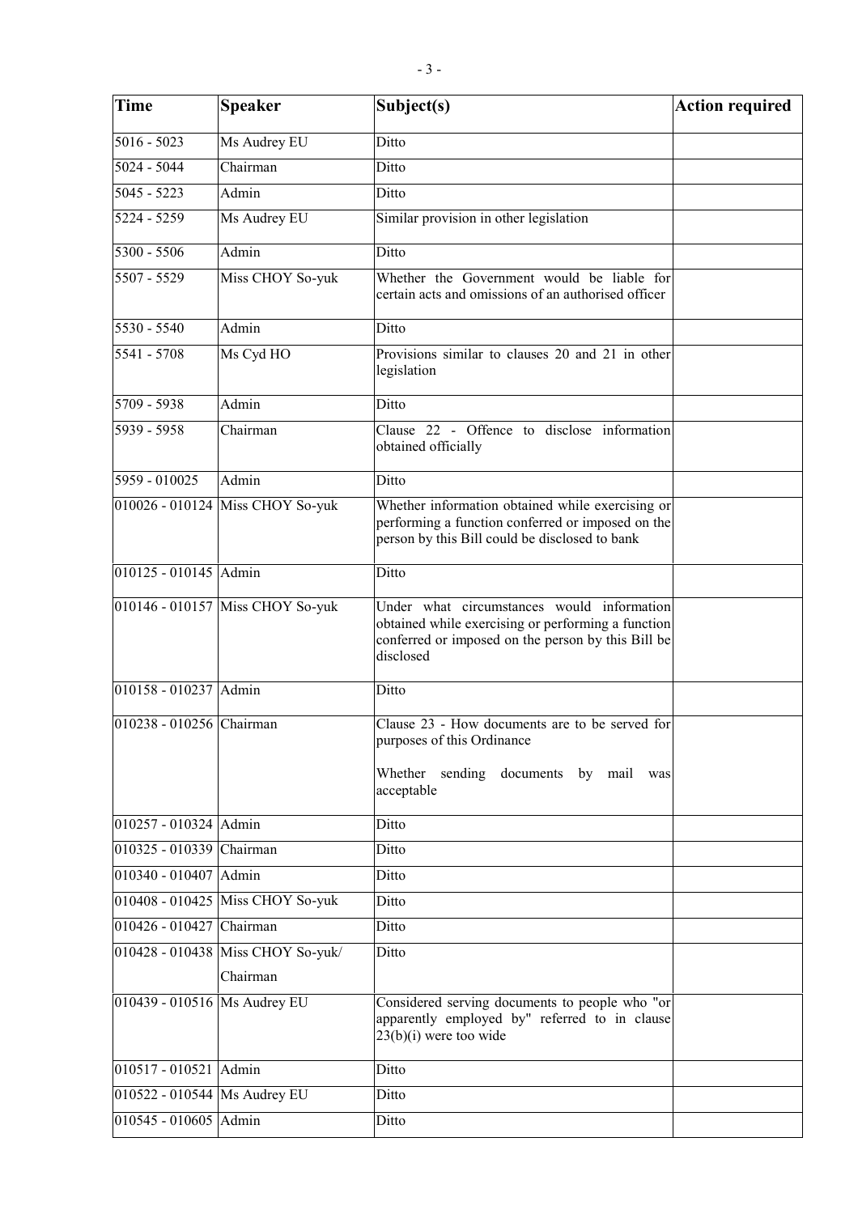| Time | Speaker | Subject(s) | Action required |
|---|---|---|---|
| 5016 - 5023 | Ms Audrey EU | Ditto | |
| 5024 - 5044 | Chairman | Ditto | |
| 5045 - 5223 | Admin | Ditto | |
| 5224 - 5259 | Ms Audrey EU | Similar provision in other legislation | |
| 5300 - 5506 | Admin | Ditto | |
| 5507 - 5529 | Miss CHOY So-yuk | Whether the Government would be liable for certain acts and omissions of an authorised officer | |
| 5530 - 5540 | Admin | Ditto | |
| 5541 - 5708 | Ms Cyd HO | Provisions similar to clauses 20 and 21 in other legislation | |
| 5709 - 5938 | Admin | Ditto | |
| 5939 - 5958 | Chairman | Clause 22 - Offence to disclose information obtained officially | |
| 5959 - 010025 | Admin | Ditto | |
| 010026 - 010124 | Miss CHOY So-yuk | Whether information obtained while exercising or performing a function conferred or imposed on the person by this Bill could be disclosed to bank | |
| 010125 - 010145 | Admin | Ditto | |
| 010146 - 010157 | Miss CHOY So-yuk | Under what circumstances would information obtained while exercising or performing a function conferred or imposed on the person by this Bill be disclosed | |
| 010158 - 010237 | Admin | Ditto | |
| 010238 - 010256 | Chairman | Clause 23 - How documents are to be served for purposes of this Ordinance<br><br>Whether sending documents by mail was acceptable | |
| 010257 - 010324 | Admin | Ditto | |
| 010325 - 010339 | Chairman | Ditto | |
| 010340 - 010407 | Admin | Ditto | |
| 010408 - 010425 | Miss CHOY So-yuk | Ditto | |
| 010426 - 010427 | Chairman | Ditto | |
| 010428 - 010438 | Miss CHOY So-yuk/<br>Chairman | Ditto | |
| 010439 - 010516 | Ms Audrey EU | Considered serving documents to people who "or apparently employed by" referred to in clause 23(b)(i) were too wide | |
| 010517 - 010521 | Admin | Ditto | |
| 010522 - 010544 | Ms Audrey EU | Ditto | |
| 010545 - 010605 | Admin | Ditto | |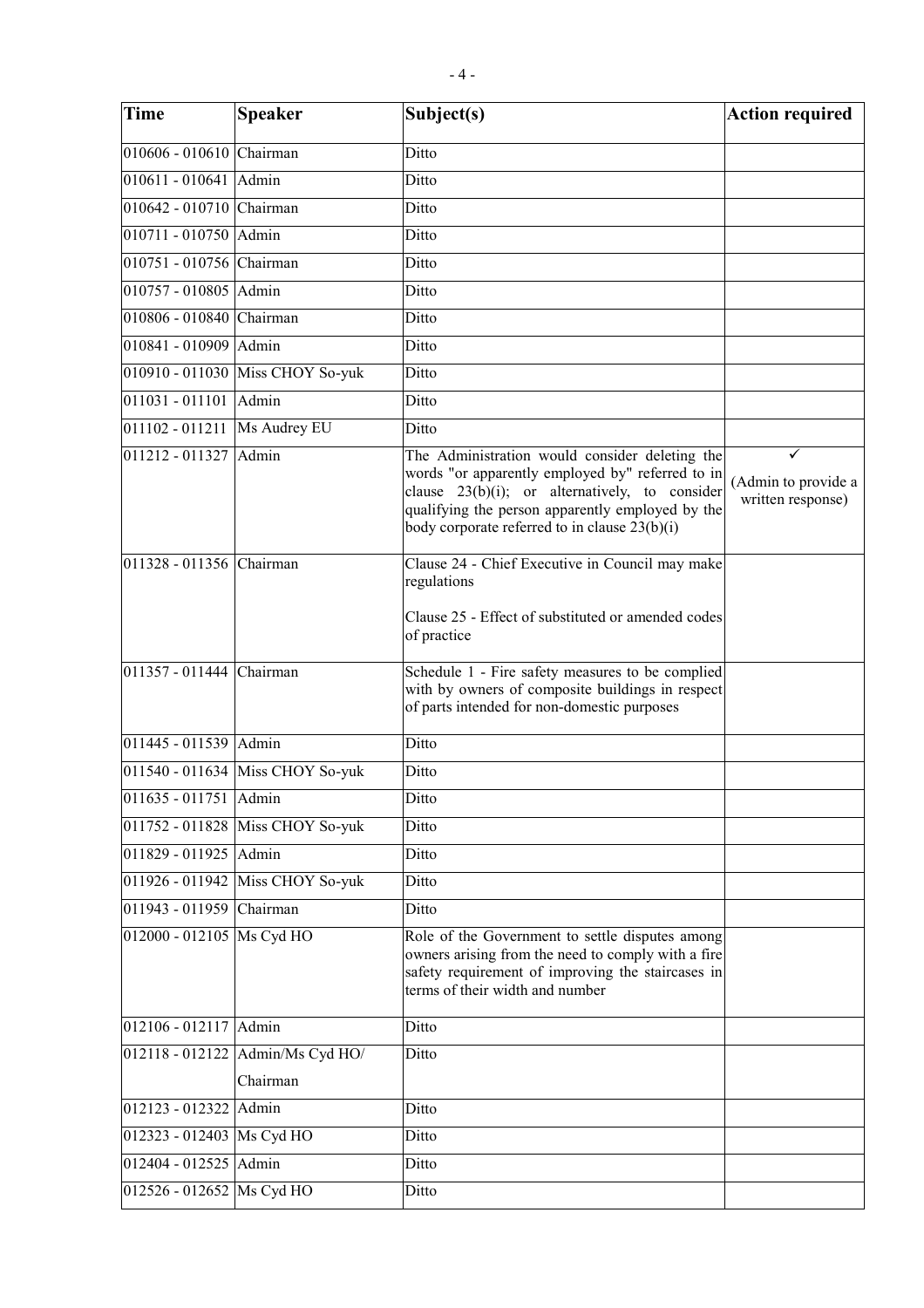| Time | Speaker | Subject(s) | Action required |
| --- | --- | --- | --- |
| 010606 - 010610 | Chairman | Ditto | |
| 010611 - 010641 | Admin | Ditto | |
| 010642 - 010710 | Chairman | Ditto | |
| 010711 - 010750 | Admin | Ditto | |
| 010751 - 010756 | Chairman | Ditto | |
| 010757 - 010805 | Admin | Ditto | |
| 010806 - 010840 | Chairman | Ditto | |
| 010841 - 010909 | Admin | Ditto | |
| 010910 - 011030 | Miss CHOY So-yuk | Ditto | |
| 011031 - 011101 | Admin | Ditto | |
| 011102 - 011211 | Ms Audrey EU | Ditto | |
| 011212 - 011327 | Admin | The Administration would consider deleting the words "or apparently employed by" referred to in clause 23(b)(i); or alternatively, to consider qualifying the person apparently employed by the body corporate referred to in clause 23(b)(i) | ✓ (Admin to provide a written response) |
| 011328 - 011356 | Chairman | Clause 24 - Chief Executive in Council may make regulations<br><br>Clause 25 - Effect of substituted or amended codes of practice | |
| 011357 - 011444 | Chairman | Schedule 1 - Fire safety measures to be complied with by owners of composite buildings in respect of parts intended for non-domestic purposes | |
| 011445 - 011539 | Admin | Ditto | |
| 011540 - 011634 | Miss CHOY So-yuk | Ditto | |
| 011635 - 011751 | Admin | Ditto | |
| 011752 - 011828 | Miss CHOY So-yuk | Ditto | |
| 011829 - 011925 | Admin | Ditto | |
| 011926 - 011942 | Miss CHOY So-yuk | Ditto | |
| 011943 - 011959 | Chairman | Ditto | |
| 012000 - 012105 | Ms Cyd HO | Role of the Government to settle disputes among owners arising from the need to comply with a fire safety requirement of improving the staircases in terms of their width and number | |
| 012106 - 012117 | Admin | Ditto | |
| 012118 - 012122 | Admin/Ms Cyd HO/ Chairman | Ditto | |
| 012123 - 012322 | Admin | Ditto | |
| 012323 - 012403 | Ms Cyd HO | Ditto | |
| 012404 - 012525 | Admin | Ditto | |
| 012526 - 012652 | Ms Cyd HO | Ditto | |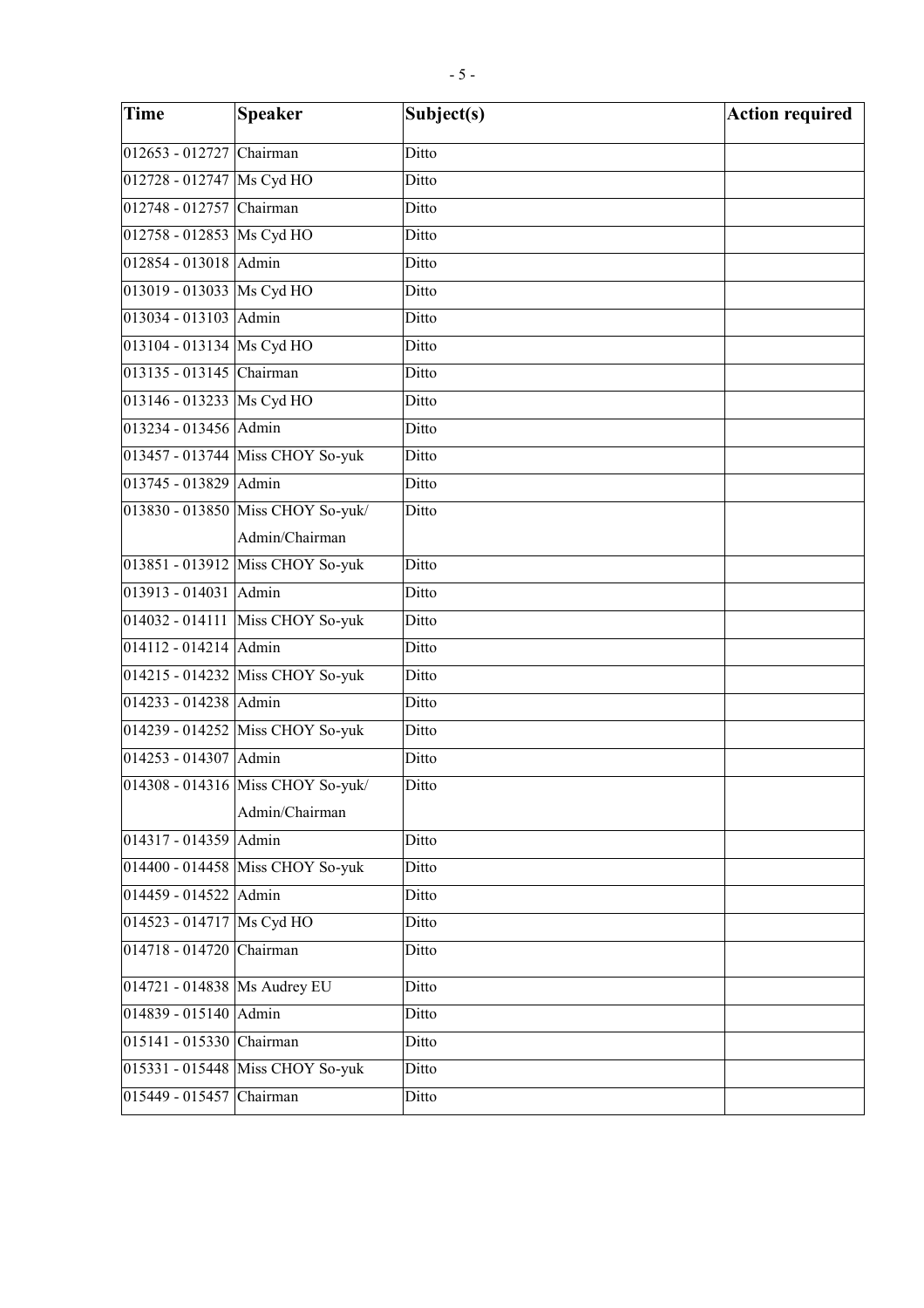| Time | Speaker | Subject(s) | Action required |
|---|---|---|---|
| 012653 - 012727 | Chairman | Ditto | |
| 012728 - 012747 | Ms Cyd HO | Ditto | |
| 012748 - 012757 | Chairman | Ditto | |
| 012758 - 012853 | Ms Cyd HO | Ditto | |
| 012854 - 013018 | Admin | Ditto | |
| 013019 - 013033 | Ms Cyd HO | Ditto | |
| 013034 - 013103 | Admin | Ditto | |
| 013104 - 013134 | Ms Cyd HO | Ditto | |
| 013135 - 013145 | Chairman | Ditto | |
| 013146 - 013233 | Ms Cyd HO | Ditto | |
| 013234 - 013456 | Admin | Ditto | |
| 013457 - 013744 | Miss CHOY So-yuk | Ditto | |
| 013745 - 013829 | Admin | Ditto | |
| 013830 - 013850 | Miss CHOY So-yuk/ Admin/Chairman | Ditto | |
| 013851 - 013912 | Miss CHOY So-yuk | Ditto | |
| 013913 - 014031 | Admin | Ditto | |
| 014032 - 014111 | Miss CHOY So-yuk | Ditto | |
| 014112 - 014214 | Admin | Ditto | |
| 014215 - 014232 | Miss CHOY So-yuk | Ditto | |
| 014233 - 014238 | Admin | Ditto | |
| 014239 - 014252 | Miss CHOY So-yuk | Ditto | |
| 014253 - 014307 | Admin | Ditto | |
| 014308 - 014316 | Miss CHOY So-yuk/ Admin/Chairman | Ditto | |
| 014317 - 014359 | Admin | Ditto | |
| 014400 - 014458 | Miss CHOY So-yuk | Ditto | |
| 014459 - 014522 | Admin | Ditto | |
| 014523 - 014717 | Ms Cyd HO | Ditto | |
| 014718 - 014720 | Chairman | Ditto | |
| 014721 - 014838 | Ms Audrey EU | Ditto | |
| 014839 - 015140 | Admin | Ditto | |
| 015141 - 015330 | Chairman | Ditto | |
| 015331 - 015448 | Miss CHOY So-yuk | Ditto | |
| 015449 - 015457 | Chairman | Ditto | |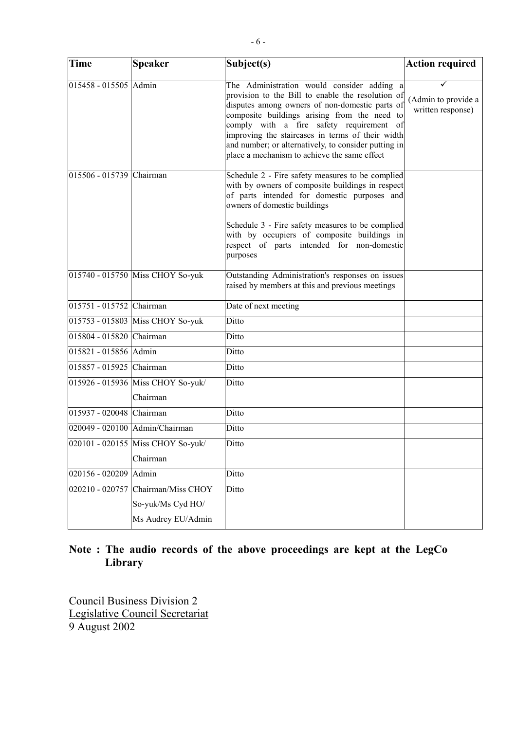| Time | Speaker | Subject(s) | Action required |
|---|---|---|---|
| 015458 - 015505 | Admin | The Administration would consider adding a provision to the Bill to enable the resolution of disputes among owners of non-domestic parts of composite buildings arising from the need to comply with a fire safety requirement of improving the staircases in terms of their width and number; or alternatively, to consider putting in place a mechanism to achieve the same effect | ✓ (Admin to provide a written response) |
| 015506 - 015739 | Chairman | Schedule 2 - Fire safety measures to be complied with by owners of composite buildings in respect of parts intended for domestic purposes and owners of domestic buildings<br><br>Schedule 3 - Fire safety measures to be complied with by occupiers of composite buildings in respect of parts intended for non-domestic purposes | |
| 015740 - 015750 | Miss CHOY So-yuk | Outstanding Administration's responses on issues raised by members at this and previous meetings | |
| 015751 - 015752 | Chairman | Date of next meeting | |
| 015753 - 015803 | Miss CHOY So-yuk | Ditto | |
| 015804 - 015820 | Chairman | Ditto | |
| 015821 - 015856 | Admin | Ditto | |
| 015857 - 015925 | Chairman | Ditto | |
| 015926 - 015936 | Miss CHOY So-yuk/ Chairman | Ditto | |
| 015937 - 020048 | Chairman | Ditto | |
| 020049 - 020100 | Admin/Chairman | Ditto | |
| 020101 - 020155 | Miss CHOY So-yuk/ Chairman | Ditto | |
| 020156 - 020209 | Admin | Ditto | |
| 020210 - 020757 | Chairman/Miss CHOY So-yuk/Ms Cyd HO/ Ms Audrey EU/Admin | Ditto | |

**Note : The audio records of the above proceedings are kept at the LegCo Library**

Council Business Division 2
Legislative Council Secretariat
9 August 2002